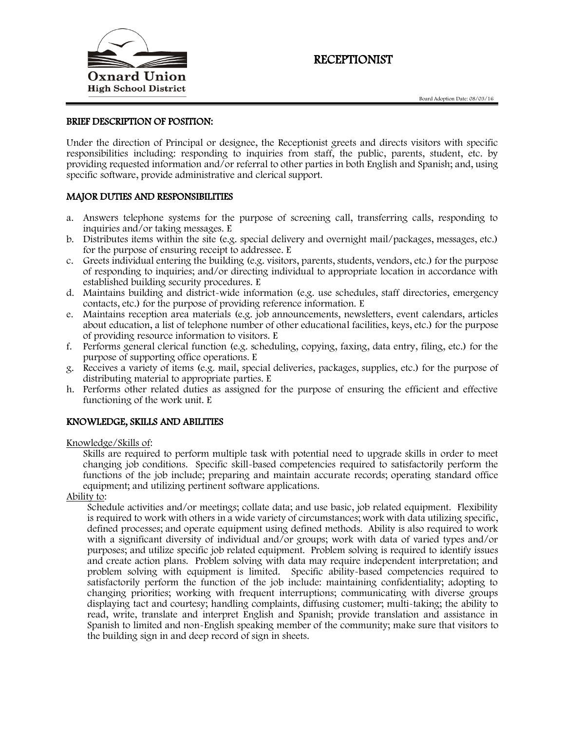Oxnard Union High School District

# RECEPTIONIST

Board Adoption Date: 08/03/16

## BRIEF DESCRIPTION OF POSITION:

Under the direction of Principal or designee, the Receptionist greets and directs visitors with specific responsibilities including: responding to inquiries from staff, the public, parents, student, etc. by providing requested information and/or referral to other parties in both English and Spanish; and, using specific software, provide administrative and clerical support.

## MAJOR DUTIES AND RESPONSIBILITIES

a. Answers telephone systems for the purpose of screening call, transferring calls, responding to inquiries and/or taking messages. E
b. Distributes items within the site (e.g. special delivery and overnight mail/packages, messages, etc.) for the purpose of ensuring receipt to addressee. E
c. Greets individual entering the building (e.g. visitors, parents, students, vendors, etc.) for the purpose of responding to inquiries; and/or directing individual to appropriate location in accordance with established building security procedures. E
d. Maintains building and district-wide information (e.g. use schedules, staff directories, emergency contacts, etc.) for the purpose of providing reference information. E
e. Maintains reception area materials (e.g. job announcements, newsletters, event calendars, articles about education, a list of telephone number of other educational facilities, keys, etc.) for the purpose of providing resource information to visitors. E
f. Performs general clerical function (e.g. scheduling, copying, faxing, data entry, filing, etc.) for the purpose of supporting office operations. E
g. Receives a variety of items (e.g. mail, special deliveries, packages, supplies, etc.) for the purpose of distributing material to appropriate parties. E
h. Performs other related duties as assigned for the purpose of ensuring the efficient and effective functioning of the work unit. E

## KNOWLEDGE, SKILLS AND ABILITIES

Knowledge/Skills of:

Skills are required to perform multiple task with potential need to upgrade skills in order to meet changing job conditions. Specific skill-based competencies required to satisfactorily perform the functions of the job include; preparing and maintain accurate records; operating standard office equipment; and utilizing pertinent software applications.

Ability to:

Schedule activities and/or meetings; collate data; and use basic, job related equipment. Flexibility is required to work with others in a wide variety of circumstances; work with data utilizing specific, defined processes; and operate equipment using defined methods. Ability is also required to work with a significant diversity of individual and/or groups; work with data of varied types and/or purposes; and utilize specific job related equipment. Problem solving is required to identify issues and create action plans. Problem solving with data may require independent interpretation; and problem solving with equipment is limited. Specific ability-based competencies required to satisfactorily perform the function of the job include: maintaining confidentiality; adopting to changing priorities; working with frequent interruptions; communicating with diverse groups displaying tact and courtesy; handling complaints, diffusing customer; multi-taking; the ability to read, write, translate and interpret English and Spanish; provide translation and assistance in Spanish to limited and non-English speaking member of the community; make sure that visitors to the building sign in and deep record of sign in sheets.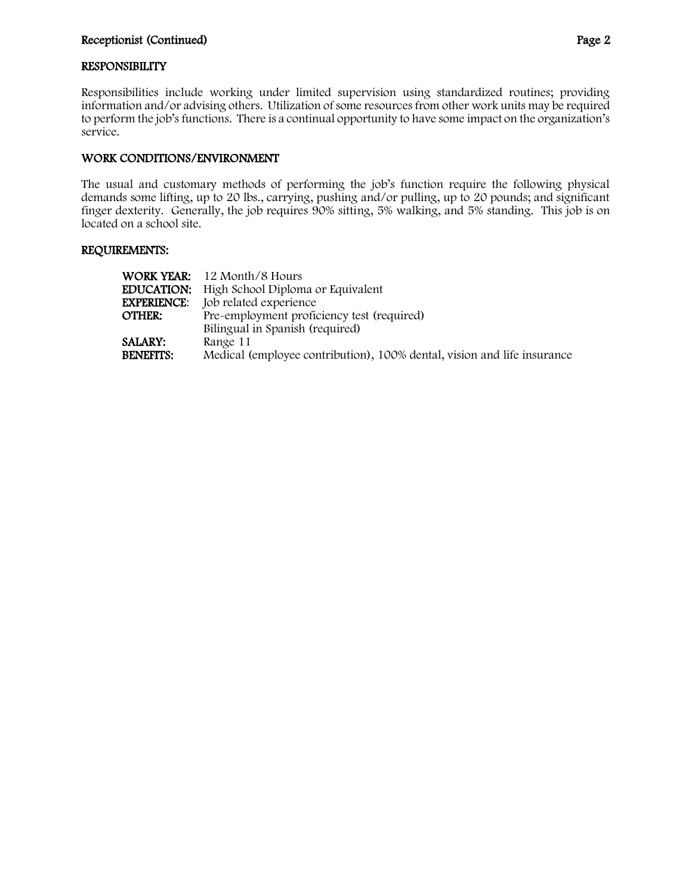## RESPONSIBILITY

Responsibilities include working under limited supervision using standardized routines; providing information and/or advising others. Utilization of some resources from other work units may be required to perform the job's functions. There is a continual opportunity to have some impact on the organization's service.

## WORK CONDITIONS/ENVIRONMENT

The usual and customary methods of performing the job's function require the following physical demands some lifting, up to 20 lbs., carrying, pushing and/or pulling, up to 20 pounds; and significant finger dexterity. Generally, the job requires 90% sitting, 5% walking, and 5% standing. This job is on located on a school site.

## REQUIREMENTS:

| | |
|---|---|
| **WORK YEAR:** | 12 Month/8 Hours |
| **EDUCATION:** | High School Diploma or Equivalent |
| **EXPERIENCE:** | Job related experience |
| **OTHER:** | Pre-employment proficiency test (required)<br>Bilingual in Spanish (required) |
| **SALARY:** | Range 11 |
| **BENEFITS:** | Medical (employee contribution), 100% dental, vision and life insurance |